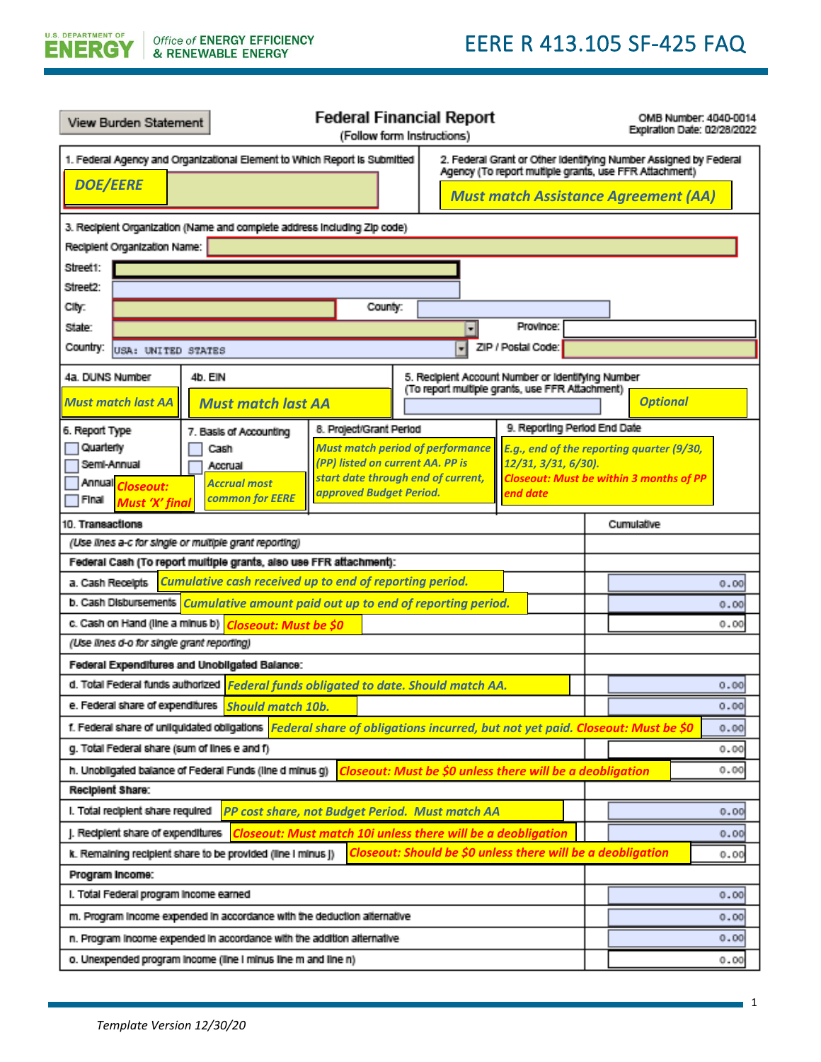# EERE R 413.105 SF-425 FAQ

## Federal Financial Report

(Follow form Instructions)

View Burden Statement

OMB Number: 4040-0014
Expiration Date: 02/28/2022

| Field | Annotation |
|---|---|
| 1. Federal Agency and Organizational Element to Which Report is Submitted | DOE/EERE |
| 2. Federal Grant or Other Identifying Number Assigned by Federal Agency (To report multiple grants, use FFR Attachment) | *Must match Assistance Agreement (AA)* |

**3. Recipient Organization (Name and complete address including Zip code)**

- Recipient Organization Name:
- Street1:
- Street2:
- City:
- County:
- State:
- Province:
- Country: USA: UNITED STATES
- ZIP / Postal Code:

| Field | Annotation |
|---|---|
| 4a. DUNS Number | *Must match last AA* |
| 4b. EIN | *Must match last AA* |
| 5. Recipient Account Number or Identifying Number (To report multiple grants, use FFR Attachment) | *Optional* |
| 6. Report Type: Quarterly / Semi-Annual / Annual / Final | *Closeout: Must 'X' final* |
| 7. Basis of Accounting: Cash / Accrual | *Accrual most common for EERE* |
| 8. Project/Grant Period | *Must match period of performance (PP) listed on current AA. PP is start date through end of current, approved Budget Period.* |
| 9. Reporting Period End Date | *E.g., end of the reporting quarter (9/30, 12/31, 3/31, 6/30). Closeout: Must be within 3 months of PP end date* |

| 10. Transactions | Annotation | Cumulative |
|---|---|---|
| *(Use lines a-c for single or multiple grant reporting)* | | |
| **Federal Cash (To report multiple grants, also use FFR attachment):** | | |
| a. Cash Receipts | *Cumulative cash received up to end of reporting period.* | 0.00 |
| b. Cash Disbursements | *Cumulative amount paid out up to end of reporting period.* | 0.00 |
| c. Cash on Hand (line a minus b) | *Closeout: Must be $0* | 0.00 |
| *(Use lines d-o for single grant reporting)* | | |
| **Federal Expenditures and Unobligated Balance:** | | |
| d. Total Federal funds authorized | *Federal funds obligated to date. Should match AA.* | 0.00 |
| e. Federal share of expenditures | *Should match 10b.* | 0.00 |
| f. Federal share of unliquidated obligations | *Federal share of obligations incurred, but not yet paid. Closeout: Must be $0* | 0.00 |
| g. Total Federal share (sum of lines e and f) | | 0.00 |
| h. Unobligated balance of Federal Funds (line d minus g) | *Closeout: Must be $0 unless there will be a deobligation* | 0.00 |
| **Recipient Share:** | | |
| i. Total recipient share required | *PP cost share, not Budget Period. Must match AA* | 0.00 |
| j. Recipient share of expenditures | *Closeout: Must match 10i unless there will be a deobligation* | 0.00 |
| k. Remaining recipient share to be provided (line i minus j) | *Closeout: Should be $0 unless there will be a deobligation* | 0.00 |
| **Program Income:** | | |
| l. Total Federal program income earned | | 0.00 |
| m. Program income expended in accordance with the deduction alternative | | 0.00 |
| n. Program income expended in accordance with the addition alternative | | 0.00 |
| o. Unexpended program income (line l minus line m and line n) | | 0.00 |

*Template Version 12/30/20*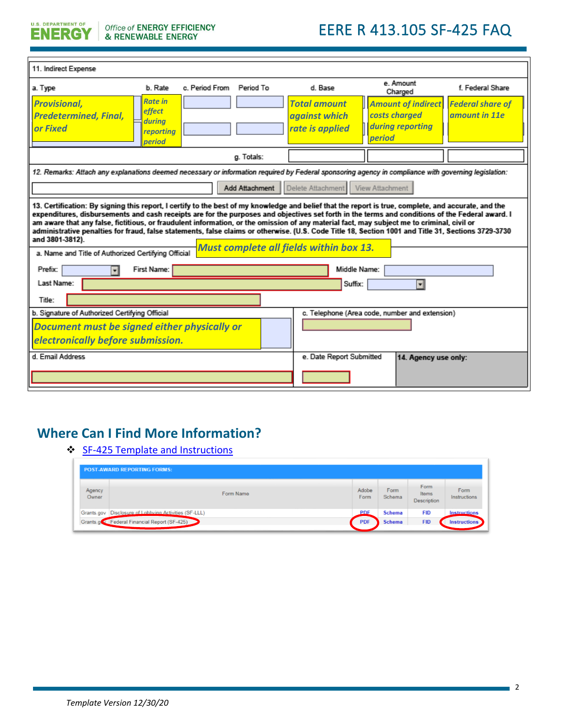| 11. Indirect Expense | | | | | | |
|---|---|---|---|---|---|---|
| a. Type | b. Rate | c. Period From | Period To | d. Base | e. Amount Charged | f. Federal Share |
| *Provisional, Predetermined, Final, or Fixed* | *Rate in effect during reporting period* | | | *Total amount against which rate is applied* | *Amount of indirect costs charged during reporting period* | *Federal share of amount in 11e* |
| | | | g. Totals: | | | |

12. Remarks: Attach any explanations deemed necessary or information required by Federal sponsoring agency in compliance with governing legislation:

Add Attachment | Delete Attachment | View Attachment

**13. Certification: By signing this report, I certify to the best of my knowledge and belief that the report is true, complete, and accurate, and the expenditures, disbursements and cash receipts are for the purposes and objectives set forth in the terms and conditions of the Federal award. I am aware that any false, fictitious, or fraudulent information, or the omission of any material fact, may subject me to criminal, civil or administrative penalties for fraud, false statements, false claims or otherwise. (U.S. Code Title 18, Section 1001 and Title 31, Sections 3729-3730 and 3801-3812).**

*Must complete all fields within box 13.*

a. Name and Title of Authorized Certifying Official

Prefix: | First Name: | Middle Name:

Last Name: | Suffix:

Title:

b. Signature of Authorized Certifying Official

*Document must be signed either physically or electronically before submission.*

c. Telephone (Area code, number and extension)

d. Email Address

e. Date Report Submitted

**14. Agency use only:**

## Where Can I Find More Information?

- SF-425 Template and Instructions

| POST-AWARD REPORTING FORMS: | | | | | |
|---|---|---|---|---|---|
| Agency Owner | Form Name | Adobe Form | Form Schema | Form Items Description | Form Instructions |
| Grants.gov | Disclosure of Lobbying Activities (SF-LLL) | PDF | Schema | FID | Instructions |
| Grants.gov | Federal Financial Report (SF-425) | PDF | Schema | FID | Instructions |

*Template Version 12/30/20*